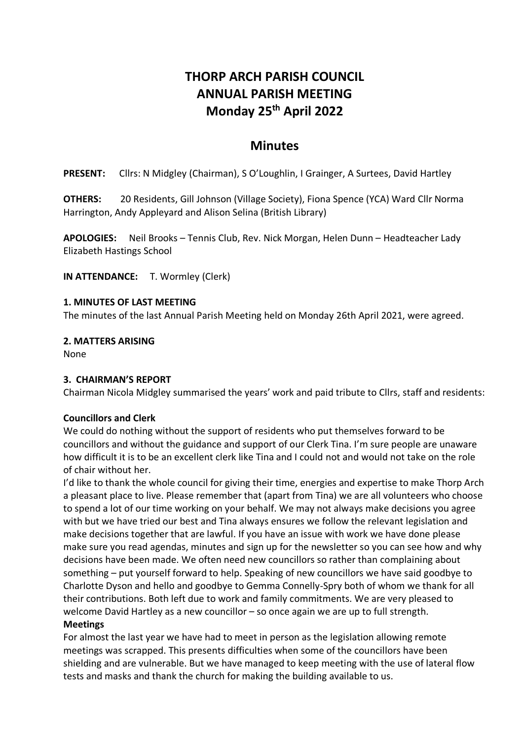# THORP ARCH PARISH COUNCIL
# ANNUAL PARISH MEETING
# Monday 25th April 2022

## Minutes

**PRESENT:** Cllrs: N Midgley (Chairman), S O'Loughlin, I Grainger, A Surtees, David Hartley

**OTHERS:** 20 Residents, Gill Johnson (Village Society), Fiona Spence (YCA) Ward Cllr Norma Harrington, Andy Appleyard and Alison Selina (British Library)

**APOLOGIES:** Neil Brooks – Tennis Club, Rev. Nick Morgan, Helen Dunn – Headteacher Lady Elizabeth Hastings School

**IN ATTENDANCE:** T. Wormley (Clerk)

### 1. MINUTES OF LAST MEETING

The minutes of the last Annual Parish Meeting held on Monday 26th April 2021, were agreed.

### 2. MATTERS ARISING

None

### 3. CHAIRMAN'S REPORT

Chairman Nicola Midgley summarised the years' work and paid tribute to Cllrs, staff and residents:

**Councillors and Clerk**

We could do nothing without the support of residents who put themselves forward to be councillors and without the guidance and support of our Clerk Tina. I'm sure people are unaware how difficult it is to be an excellent clerk like Tina and I could not and would not take on the role of chair without her.

I'd like to thank the whole council for giving their time, energies and expertise to make Thorp Arch a pleasant place to live. Please remember that (apart from Tina) we are all volunteers who choose to spend a lot of our time working on your behalf. We may not always make decisions you agree with but we have tried our best and Tina always ensures we follow the relevant legislation and make decisions together that are lawful. If you have an issue with work we have done please make sure you read agendas, minutes and sign up for the newsletter so you can see how and why decisions have been made. We often need new councillors so rather than complaining about something – put yourself forward to help. Speaking of new councillors we have said goodbye to Charlotte Dyson and hello and goodbye to Gemma Connelly-Spry both of whom we thank for all their contributions. Both left due to work and family commitments. We are very pleased to welcome David Hartley as a new councillor – so once again we are up to full strength.

**Meetings**

For almost the last year we have had to meet in person as the legislation allowing remote meetings was scrapped. This presents difficulties when some of the councillors have been shielding and are vulnerable. But we have managed to keep meeting with the use of lateral flow tests and masks and thank the church for making the building available to us.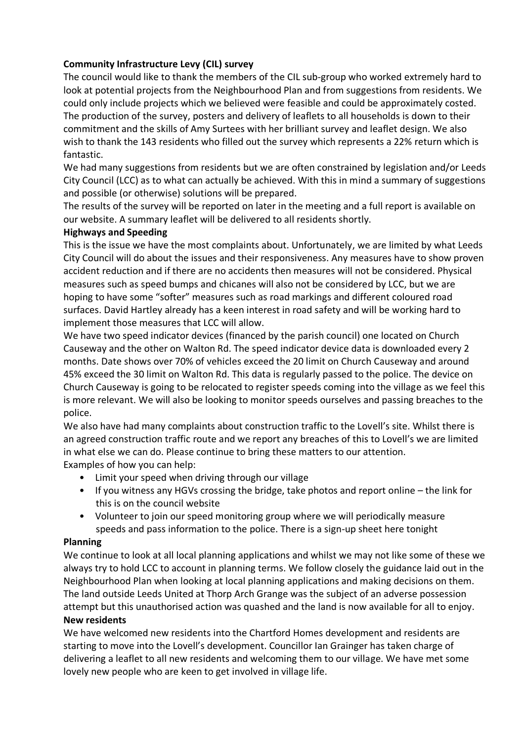**Community Infrastructure Levy (CIL) survey**

The council would like to thank the members of the CIL sub-group who worked extremely hard to look at potential projects from the Neighbourhood Plan and from suggestions from residents. We could only include projects which we believed were feasible and could be approximately costed. The production of the survey, posters and delivery of leaflets to all households is down to their commitment and the skills of Amy Surtees with her brilliant survey and leaflet design. We also wish to thank the 143 residents who filled out the survey which represents a 22% return which is fantastic.

We had many suggestions from residents but we are often constrained by legislation and/or Leeds City Council (LCC) as to what can actually be achieved. With this in mind a summary of suggestions and possible (or otherwise) solutions will be prepared.

The results of the survey will be reported on later in the meeting and a full report is available on our website. A summary leaflet will be delivered to all residents shortly.

**Highways and Speeding**

This is the issue we have the most complaints about. Unfortunately, we are limited by what Leeds City Council will do about the issues and their responsiveness. Any measures have to show proven accident reduction and if there are no accidents then measures will not be considered. Physical measures such as speed bumps and chicanes will also not be considered by LCC, but we are hoping to have some "softer" measures such as road markings and different coloured road surfaces. David Hartley already has a keen interest in road safety and will be working hard to implement those measures that LCC will allow.

We have two speed indicator devices (financed by the parish council) one located on Church Causeway and the other on Walton Rd. The speed indicator device data is downloaded every 2 months. Date shows over 70% of vehicles exceed the 20 limit on Church Causeway and around 45% exceed the 30 limit on Walton Rd. This data is regularly passed to the police. The device on Church Causeway is going to be relocated to register speeds coming into the village as we feel this is more relevant. We will also be looking to monitor speeds ourselves and passing breaches to the police.

We also have had many complaints about construction traffic to the Lovell's site. Whilst there is an agreed construction traffic route and we report any breaches of this to Lovell's we are limited in what else we can do. Please continue to bring these matters to our attention.

Examples of how you can help:

- Limit your speed when driving through our village
- If you witness any HGVs crossing the bridge, take photos and report online – the link for this is on the council website
- Volunteer to join our speed monitoring group where we will periodically measure speeds and pass information to the police. There is a sign-up sheet here tonight

**Planning**

We continue to look at all local planning applications and whilst we may not like some of these we always try to hold LCC to account in planning terms. We follow closely the guidance laid out in the Neighbourhood Plan when looking at local planning applications and making decisions on them. The land outside Leeds United at Thorp Arch Grange was the subject of an adverse possession attempt but this unauthorised action was quashed and the land is now available for all to enjoy.

**New residents**

We have welcomed new residents into the Chartford Homes development and residents are starting to move into the Lovell's development. Councillor Ian Grainger has taken charge of delivering a leaflet to all new residents and welcoming them to our village. We have met some lovely new people who are keen to get involved in village life.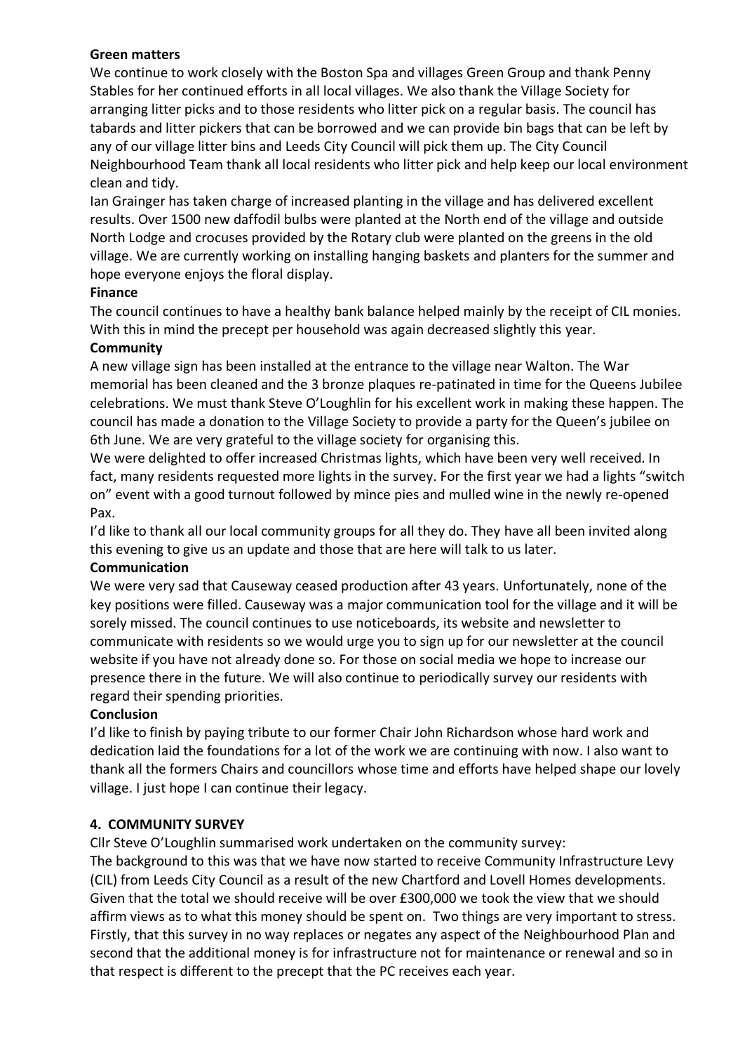**Green matters**

We continue to work closely with the Boston Spa and villages Green Group and thank Penny Stables for her continued efforts in all local villages. We also thank the Village Society for arranging litter picks and to those residents who litter pick on a regular basis. The council has tabards and litter pickers that can be borrowed and we can provide bin bags that can be left by any of our village litter bins and Leeds City Council will pick them up. The City Council Neighbourhood Team thank all local residents who litter pick and help keep our local environment clean and tidy.

Ian Grainger has taken charge of increased planting in the village and has delivered excellent results. Over 1500 new daffodil bulbs were planted at the North end of the village and outside North Lodge and crocuses provided by the Rotary club were planted on the greens in the old village. We are currently working on installing hanging baskets and planters for the summer and hope everyone enjoys the floral display.

**Finance**

The council continues to have a healthy bank balance helped mainly by the receipt of CIL monies. With this in mind the precept per household was again decreased slightly this year.

**Community**

A new village sign has been installed at the entrance to the village near Walton. The War memorial has been cleaned and the 3 bronze plaques re-patinated in time for the Queens Jubilee celebrations. We must thank Steve O'Loughlin for his excellent work in making these happen. The council has made a donation to the Village Society to provide a party for the Queen's jubilee on 6th June. We are very grateful to the village society for organising this.

We were delighted to offer increased Christmas lights, which have been very well received. In fact, many residents requested more lights in the survey. For the first year we had a lights "switch on" event with a good turnout followed by mince pies and mulled wine in the newly re-opened Pax.

I'd like to thank all our local community groups for all they do. They have all been invited along this evening to give us an update and those that are here will talk to us later.

**Communication**

We were very sad that Causeway ceased production after 43 years. Unfortunately, none of the key positions were filled. Causeway was a major communication tool for the village and it will be sorely missed. The council continues to use noticeboards, its website and newsletter to communicate with residents so we would urge you to sign up for our newsletter at the council website if you have not already done so. For those on social media we hope to increase our presence there in the future. We will also continue to periodically survey our residents with regard their spending priorities.

**Conclusion**

I'd like to finish by paying tribute to our former Chair John Richardson whose hard work and dedication laid the foundations for a lot of the work we are continuing with now. I also want to thank all the formers Chairs and councillors whose time and efforts have helped shape our lovely village. I just hope I can continue their legacy.

## 4. COMMUNITY SURVEY

Cllr Steve O'Loughlin summarised work undertaken on the community survey:

The background to this was that we have now started to receive Community Infrastructure Levy (CIL) from Leeds City Council as a result of the new Chartford and Lovell Homes developments. Given that the total we should receive will be over £300,000 we took the view that we should affirm views as to what this money should be spent on. Two things are very important to stress. Firstly, that this survey in no way replaces or negates any aspect of the Neighbourhood Plan and second that the additional money is for infrastructure not for maintenance or renewal and so in that respect is different to the precept that the PC receives each year.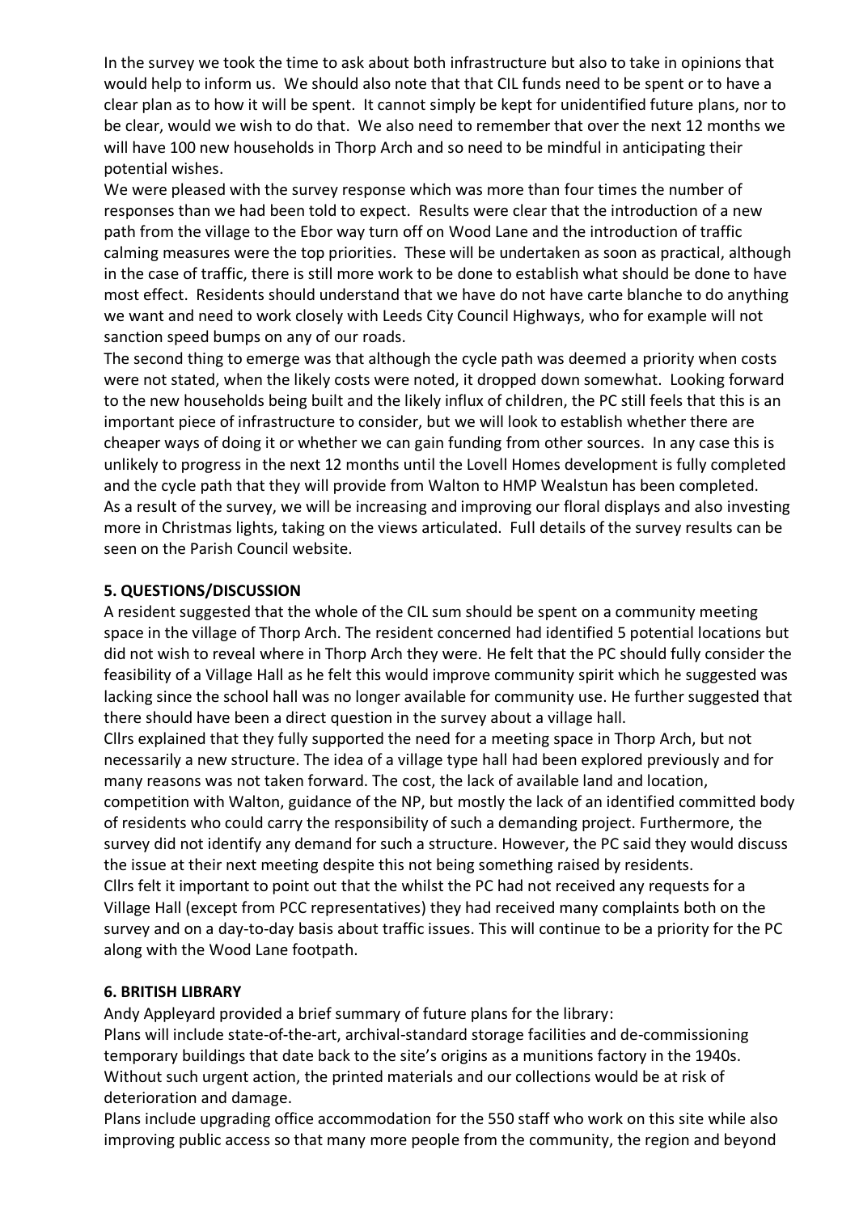In the survey we took the time to ask about both infrastructure but also to take in opinions that would help to inform us. We should also note that that CIL funds need to be spent or to have a clear plan as to how it will be spent. It cannot simply be kept for unidentified future plans, nor to be clear, would we wish to do that. We also need to remember that over the next 12 months we will have 100 new households in Thorp Arch and so need to be mindful in anticipating their potential wishes.

We were pleased with the survey response which was more than four times the number of responses than we had been told to expect. Results were clear that the introduction of a new path from the village to the Ebor way turn off on Wood Lane and the introduction of traffic calming measures were the top priorities. These will be undertaken as soon as practical, although in the case of traffic, there is still more work to be done to establish what should be done to have most effect. Residents should understand that we have do not have carte blanche to do anything we want and need to work closely with Leeds City Council Highways, who for example will not sanction speed bumps on any of our roads.

The second thing to emerge was that although the cycle path was deemed a priority when costs were not stated, when the likely costs were noted, it dropped down somewhat. Looking forward to the new households being built and the likely influx of children, the PC still feels that this is an important piece of infrastructure to consider, but we will look to establish whether there are cheaper ways of doing it or whether we can gain funding from other sources. In any case this is unlikely to progress in the next 12 months until the Lovell Homes development is fully completed and the cycle path that they will provide from Walton to HMP Wealstun has been completed.

As a result of the survey, we will be increasing and improving our floral displays and also investing more in Christmas lights, taking on the views articulated. Full details of the survey results can be seen on the Parish Council website.

**5. QUESTIONS/DISCUSSION**

A resident suggested that the whole of the CIL sum should be spent on a community meeting space in the village of Thorp Arch. The resident concerned had identified 5 potential locations but did not wish to reveal where in Thorp Arch they were. He felt that the PC should fully consider the feasibility of a Village Hall as he felt this would improve community spirit which he suggested was lacking since the school hall was no longer available for community use. He further suggested that there should have been a direct question in the survey about a village hall.

Cllrs explained that they fully supported the need for a meeting space in Thorp Arch, but not necessarily a new structure. The idea of a village type hall had been explored previously and for many reasons was not taken forward. The cost, the lack of available land and location, competition with Walton, guidance of the NP, but mostly the lack of an identified committed body of residents who could carry the responsibility of such a demanding project. Furthermore, the survey did not identify any demand for such a structure. However, the PC said they would discuss the issue at their next meeting despite this not being something raised by residents.

Cllrs felt it important to point out that the whilst the PC had not received any requests for a Village Hall (except from PCC representatives) they had received many complaints both on the survey and on a day-to-day basis about traffic issues. This will continue to be a priority for the PC along with the Wood Lane footpath.

**6. BRITISH LIBRARY**

Andy Appleyard provided a brief summary of future plans for the library:

Plans will include state-of-the-art, archival-standard storage facilities and de-commissioning temporary buildings that date back to the site's origins as a munitions factory in the 1940s. Without such urgent action, the printed materials and our collections would be at risk of deterioration and damage.

Plans include upgrading office accommodation for the 550 staff who work on this site while also improving public access so that many more people from the community, the region and beyond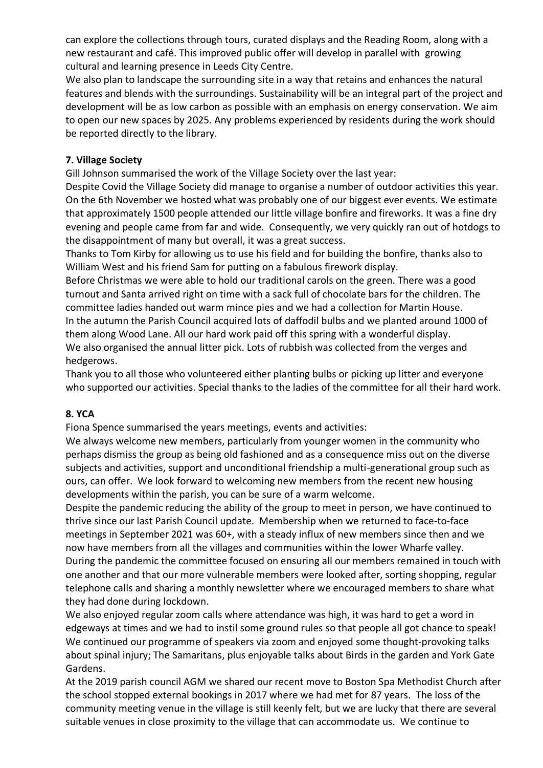can explore the collections through tours, curated displays and the Reading Room, along with a new restaurant and café. This improved public offer will develop in parallel with growing cultural and learning presence in Leeds City Centre.

We also plan to landscape the surrounding site in a way that retains and enhances the natural features and blends with the surroundings. Sustainability will be an integral part of the project and development will be as low carbon as possible with an emphasis on energy conservation. We aim to open our new spaces by 2025. Any problems experienced by residents during the work should be reported directly to the library.

**7. Village Society**

Gill Johnson summarised the work of the Village Society over the last year:

Despite Covid the Village Society did manage to organise a number of outdoor activities this year. On the 6th November we hosted what was probably one of our biggest ever events. We estimate that approximately 1500 people attended our little village bonfire and fireworks. It was a fine dry evening and people came from far and wide. Consequently, we very quickly ran out of hotdogs to the disappointment of many but overall, it was a great success.

Thanks to Tom Kirby for allowing us to use his field and for building the bonfire, thanks also to William West and his friend Sam for putting on a fabulous firework display.

Before Christmas we were able to hold our traditional carols on the green. There was a good turnout and Santa arrived right on time with a sack full of chocolate bars for the children. The committee ladies handed out warm mince pies and we had a collection for Martin House.

In the autumn the Parish Council acquired lots of daffodil bulbs and we planted around 1000 of them along Wood Lane. All our hard work paid off this spring with a wonderful display.

We also organised the annual litter pick. Lots of rubbish was collected from the verges and hedgerows.

Thank you to all those who volunteered either planting bulbs or picking up litter and everyone who supported our activities. Special thanks to the ladies of the committee for all their hard work.

**8. YCA**

Fiona Spence summarised the years meetings, events and activities:

We always welcome new members, particularly from younger women in the community who perhaps dismiss the group as being old fashioned and as a consequence miss out on the diverse subjects and activities, support and unconditional friendship a multi-generational group such as ours, can offer. We look forward to welcoming new members from the recent new housing developments within the parish, you can be sure of a warm welcome.

Despite the pandemic reducing the ability of the group to meet in person, we have continued to thrive since our last Parish Council update. Membership when we returned to face-to-face meetings in September 2021 was 60+, with a steady influx of new members since then and we now have members from all the villages and communities within the lower Wharfe valley.

During the pandemic the committee focused on ensuring all our members remained in touch with one another and that our more vulnerable members were looked after, sorting shopping, regular telephone calls and sharing a monthly newsletter where we encouraged members to share what they had done during lockdown.

We also enjoyed regular zoom calls where attendance was high, it was hard to get a word in edgeways at times and we had to instil some ground rules so that people all got chance to speak! We continued our programme of speakers via zoom and enjoyed some thought-provoking talks about spinal injury; The Samaritans, plus enjoyable talks about Birds in the garden and York Gate Gardens.

At the 2019 parish council AGM we shared our recent move to Boston Spa Methodist Church after the school stopped external bookings in 2017 where we had met for 87 years. The loss of the community meeting venue in the village is still keenly felt, but we are lucky that there are several suitable venues in close proximity to the village that can accommodate us. We continue to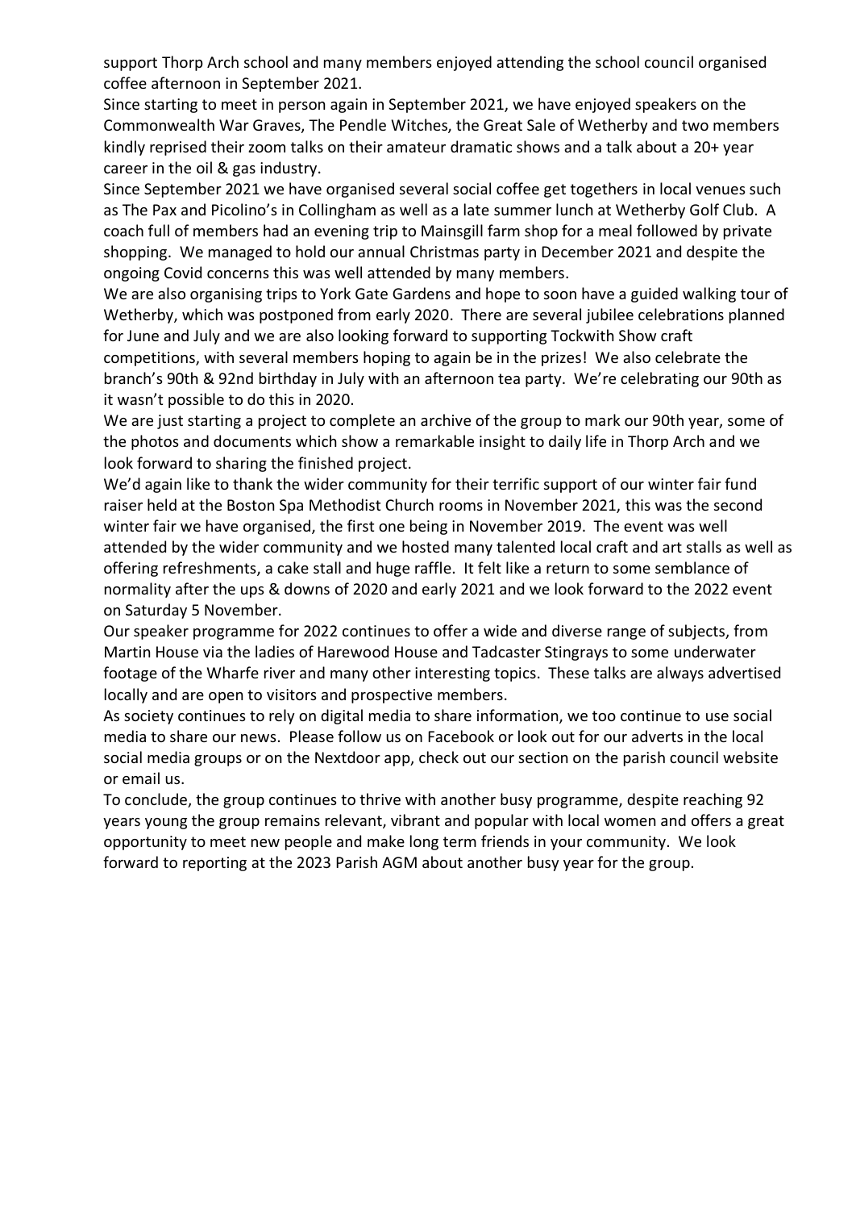support Thorp Arch school and many members enjoyed attending the school council organised coffee afternoon in September 2021.

Since starting to meet in person again in September 2021, we have enjoyed speakers on the Commonwealth War Graves, The Pendle Witches, the Great Sale of Wetherby and two members kindly reprised their zoom talks on their amateur dramatic shows and a talk about a 20+ year career in the oil & gas industry.

Since September 2021 we have organised several social coffee get togethers in local venues such as The Pax and Picolino's in Collingham as well as a late summer lunch at Wetherby Golf Club. A coach full of members had an evening trip to Mainsgill farm shop for a meal followed by private shopping. We managed to hold our annual Christmas party in December 2021 and despite the ongoing Covid concerns this was well attended by many members.

We are also organising trips to York Gate Gardens and hope to soon have a guided walking tour of Wetherby, which was postponed from early 2020. There are several jubilee celebrations planned for June and July and we are also looking forward to supporting Tockwith Show craft competitions, with several members hoping to again be in the prizes! We also celebrate the branch's 90th & 92nd birthday in July with an afternoon tea party. We're celebrating our 90th as it wasn't possible to do this in 2020.

We are just starting a project to complete an archive of the group to mark our 90th year, some of the photos and documents which show a remarkable insight to daily life in Thorp Arch and we look forward to sharing the finished project.

We'd again like to thank the wider community for their terrific support of our winter fair fund raiser held at the Boston Spa Methodist Church rooms in November 2021, this was the second winter fair we have organised, the first one being in November 2019. The event was well attended by the wider community and we hosted many talented local craft and art stalls as well as offering refreshments, a cake stall and huge raffle. It felt like a return to some semblance of normality after the ups & downs of 2020 and early 2021 and we look forward to the 2022 event on Saturday 5 November.

Our speaker programme for 2022 continues to offer a wide and diverse range of subjects, from Martin House via the ladies of Harewood House and Tadcaster Stingrays to some underwater footage of the Wharfe river and many other interesting topics. These talks are always advertised locally and are open to visitors and prospective members.

As society continues to rely on digital media to share information, we too continue to use social media to share our news. Please follow us on Facebook or look out for our adverts in the local social media groups or on the Nextdoor app, check out our section on the parish council website or email us.

To conclude, the group continues to thrive with another busy programme, despite reaching 92 years young the group remains relevant, vibrant and popular with local women and offers a great opportunity to meet new people and make long term friends in your community. We look forward to reporting at the 2023 Parish AGM about another busy year for the group.